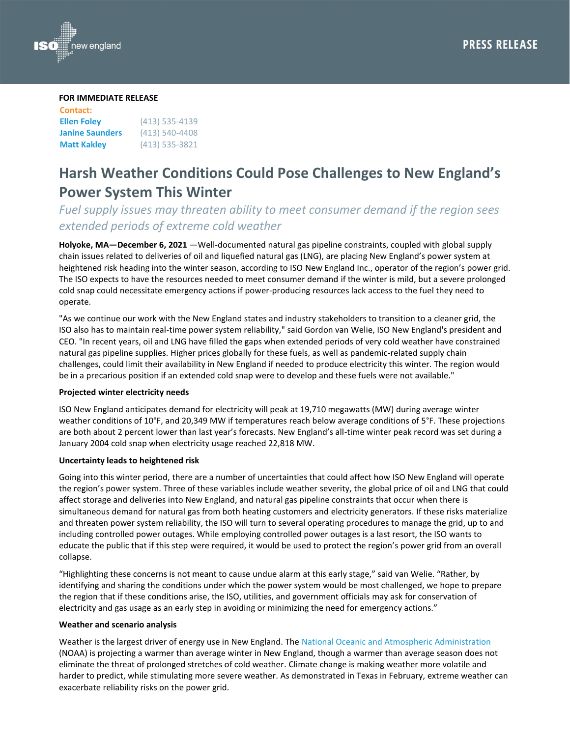**PRESS RELEASE**

**FOR IMMEDIATE RELEASE**

**Contact:**

**Ellen Foley** (413) 535-4139
**Janine Saunders** (413) 540-4408
**Matt Kakley** (413) 535-3821

# Harsh Weather Conditions Could Pose Challenges to New England's Power System This Winter

*Fuel supply issues may threaten ability to meet consumer demand if the region sees extended periods of extreme cold weather*

**Holyoke, MA—December 6, 2021** —Well-documented natural gas pipeline constraints, coupled with global supply chain issues related to deliveries of oil and liquefied natural gas (LNG), are placing New England's power system at heightened risk heading into the winter season, according to ISO New England Inc., operator of the region's power grid. The ISO expects to have the resources needed to meet consumer demand if the winter is mild, but a severe prolonged cold snap could necessitate emergency actions if power-producing resources lack access to the fuel they need to operate.

"As we continue our work with the New England states and industry stakeholders to transition to a cleaner grid, the ISO also has to maintain real-time power system reliability," said Gordon van Welie, ISO New England's president and CEO. "In recent years, oil and LNG have filled the gaps when extended periods of very cold weather have constrained natural gas pipeline supplies. Higher prices globally for these fuels, as well as pandemic-related supply chain challenges, could limit their availability in New England if needed to produce electricity this winter. The region would be in a precarious position if an extended cold snap were to develop and these fuels were not available."

**Projected winter electricity needs**

ISO New England anticipates demand for electricity will peak at 19,710 megawatts (MW) during average winter weather conditions of 10°F, and 20,349 MW if temperatures reach below average conditions of 5°F. These projections are both about 2 percent lower than last year's forecasts. New England's all-time winter peak record was set during a January 2004 cold snap when electricity usage reached 22,818 MW.

**Uncertainty leads to heightened risk**

Going into this winter period, there are a number of uncertainties that could affect how ISO New England will operate the region's power system. Three of these variables include weather severity, the global price of oil and LNG that could affect storage and deliveries into New England, and natural gas pipeline constraints that occur when there is simultaneous demand for natural gas from both heating customers and electricity generators. If these risks materialize and threaten power system reliability, the ISO will turn to several operating procedures to manage the grid, up to and including controlled power outages. While employing controlled power outages is a last resort, the ISO wants to educate the public that if this step were required, it would be used to protect the region's power grid from an overall collapse.

"Highlighting these concerns is not meant to cause undue alarm at this early stage," said van Welie. "Rather, by identifying and sharing the conditions under which the power system would be most challenged, we hope to prepare the region that if these conditions arise, the ISO, utilities, and government officials may ask for conservation of electricity and gas usage as an early step in avoiding or minimizing the need for emergency actions."

**Weather and scenario analysis**

Weather is the largest driver of energy use in New England. The National Oceanic and Atmospheric Administration (NOAA) is projecting a warmer than average winter in New England, though a warmer than average season does not eliminate the threat of prolonged stretches of cold weather. Climate change is making weather more volatile and harder to predict, while stimulating more severe weather. As demonstrated in Texas in February, extreme weather can exacerbate reliability risks on the power grid.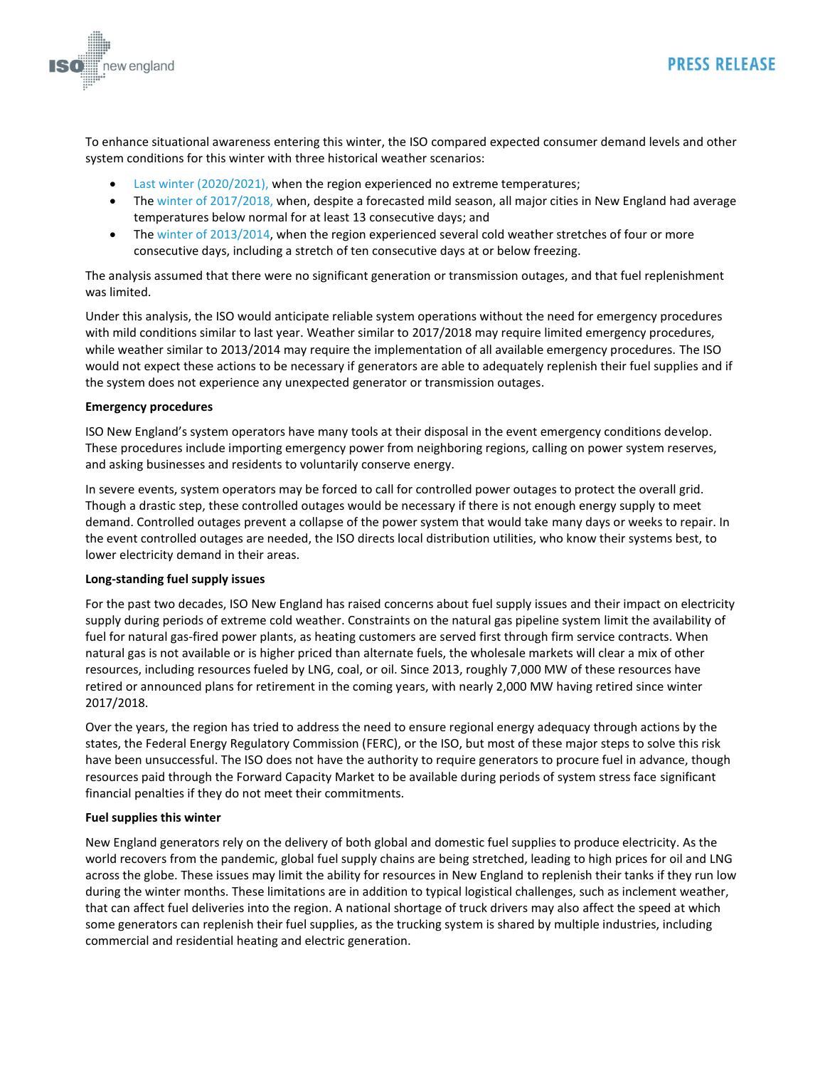To enhance situational awareness entering this winter, the ISO compared expected consumer demand levels and other system conditions for this winter with three historical weather scenarios:

- Last winter (2020/2021), when the region experienced no extreme temperatures;
- The winter of 2017/2018, when, despite a forecasted mild season, all major cities in New England had average temperatures below normal for at least 13 consecutive days; and
- The winter of 2013/2014, when the region experienced several cold weather stretches of four or more consecutive days, including a stretch of ten consecutive days at or below freezing.

The analysis assumed that there were no significant generation or transmission outages, and that fuel replenishment was limited.

Under this analysis, the ISO would anticipate reliable system operations without the need for emergency procedures with mild conditions similar to last year. Weather similar to 2017/2018 may require limited emergency procedures, while weather similar to 2013/2014 may require the implementation of all available emergency procedures. The ISO would not expect these actions to be necessary if generators are able to adequately replenish their fuel supplies and if the system does not experience any unexpected generator or transmission outages.

**Emergency procedures**

ISO New England's system operators have many tools at their disposal in the event emergency conditions develop. These procedures include importing emergency power from neighboring regions, calling on power system reserves, and asking businesses and residents to voluntarily conserve energy.

In severe events, system operators may be forced to call for controlled power outages to protect the overall grid. Though a drastic step, these controlled outages would be necessary if there is not enough energy supply to meet demand. Controlled outages prevent a collapse of the power system that would take many days or weeks to repair. In the event controlled outages are needed, the ISO directs local distribution utilities, who know their systems best, to lower electricity demand in their areas.

**Long-standing fuel supply issues**

For the past two decades, ISO New England has raised concerns about fuel supply issues and their impact on electricity supply during periods of extreme cold weather. Constraints on the natural gas pipeline system limit the availability of fuel for natural gas-fired power plants, as heating customers are served first through firm service contracts. When natural gas is not available or is higher priced than alternate fuels, the wholesale markets will clear a mix of other resources, including resources fueled by LNG, coal, or oil. Since 2013, roughly 7,000 MW of these resources have retired or announced plans for retirement in the coming years, with nearly 2,000 MW having retired since winter 2017/2018.

Over the years, the region has tried to address the need to ensure regional energy adequacy through actions by the states, the Federal Energy Regulatory Commission (FERC), or the ISO, but most of these major steps to solve this risk have been unsuccessful. The ISO does not have the authority to require generators to procure fuel in advance, though resources paid through the Forward Capacity Market to be available during periods of system stress face significant financial penalties if they do not meet their commitments.

**Fuel supplies this winter**

New England generators rely on the delivery of both global and domestic fuel supplies to produce electricity. As the world recovers from the pandemic, global fuel supply chains are being stretched, leading to high prices for oil and LNG across the globe. These issues may limit the ability for resources in New England to replenish their tanks if they run low during the winter months. These limitations are in addition to typical logistical challenges, such as inclement weather, that can affect fuel deliveries into the region. A national shortage of truck drivers may also affect the speed at which some generators can replenish their fuel supplies, as the trucking system is shared by multiple industries, including commercial and residential heating and electric generation.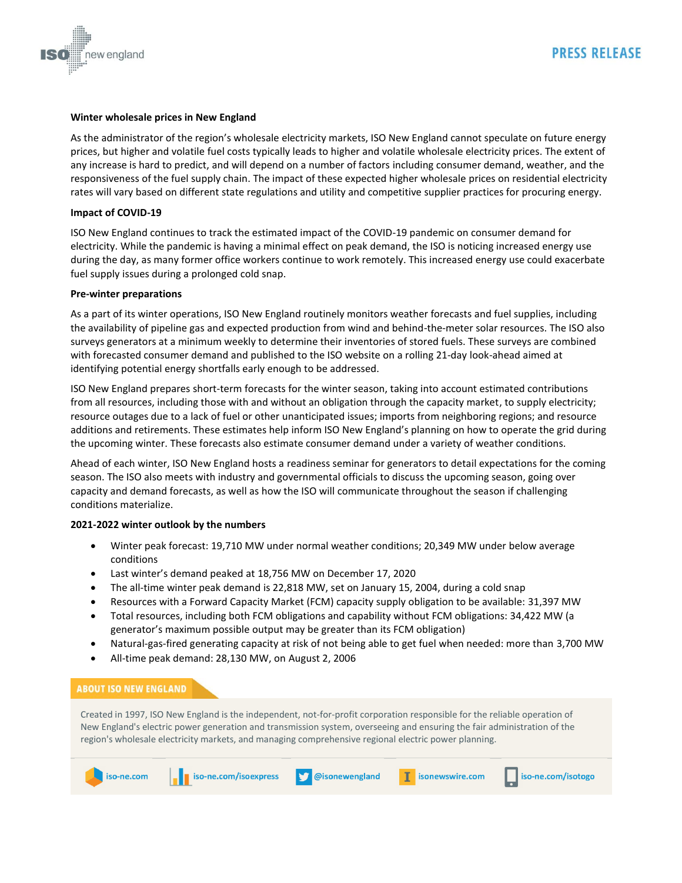**Winter wholesale prices in New England**

As the administrator of the region's wholesale electricity markets, ISO New England cannot speculate on future energy prices, but higher and volatile fuel costs typically leads to higher and volatile wholesale electricity prices. The extent of any increase is hard to predict, and will depend on a number of factors including consumer demand, weather, and the responsiveness of the fuel supply chain. The impact of these expected higher wholesale prices on residential electricity rates will vary based on different state regulations and utility and competitive supplier practices for procuring energy.

**Impact of COVID-19**

ISO New England continues to track the estimated impact of the COVID-19 pandemic on consumer demand for electricity. While the pandemic is having a minimal effect on peak demand, the ISO is noticing increased energy use during the day, as many former office workers continue to work remotely. This increased energy use could exacerbate fuel supply issues during a prolonged cold snap.

**Pre-winter preparations**

As a part of its winter operations, ISO New England routinely monitors weather forecasts and fuel supplies, including the availability of pipeline gas and expected production from wind and behind-the-meter solar resources. The ISO also surveys generators at a minimum weekly to determine their inventories of stored fuels. These surveys are combined with forecasted consumer demand and published to the ISO website on a rolling 21-day look-ahead aimed at identifying potential energy shortfalls early enough to be addressed.

ISO New England prepares short-term forecasts for the winter season, taking into account estimated contributions from all resources, including those with and without an obligation through the capacity market, to supply electricity; resource outages due to a lack of fuel or other unanticipated issues; imports from neighboring regions; and resource additions and retirements. These estimates help inform ISO New England's planning on how to operate the grid during the upcoming winter. These forecasts also estimate consumer demand under a variety of weather conditions.

Ahead of each winter, ISO New England hosts a readiness seminar for generators to detail expectations for the coming season. The ISO also meets with industry and governmental officials to discuss the upcoming season, going over capacity and demand forecasts, as well as how the ISO will communicate throughout the season if challenging conditions materialize.

**2021-2022 winter outlook by the numbers**

- Winter peak forecast: 19,710 MW under normal weather conditions; 20,349 MW under below average conditions
- Last winter's demand peaked at 18,756 MW on December 17, 2020
- The all-time winter peak demand is 22,818 MW, set on January 15, 2004, during a cold snap
- Resources with a Forward Capacity Market (FCM) capacity supply obligation to be available: 31,397 MW
- Total resources, including both FCM obligations and capability without FCM obligations: 34,422 MW (a generator's maximum possible output may be greater than its FCM obligation)
- Natural-gas-fired generating capacity at risk of not being able to get fuel when needed: more than 3,700 MW
- All-time peak demand: 28,130 MW, on August 2, 2006

**ABOUT ISO NEW ENGLAND**

Created in 1997, ISO New England is the independent, not-for-profit corporation responsible for the reliable operation of New England's electric power generation and transmission system, overseeing and ensuring the fair administration of the region's wholesale electricity markets, and managing comprehensive regional electric power planning.

iso-ne.com | iso-ne.com/isoexpress | @isonewengland | isonewswire.com | iso-ne.com/isotogo